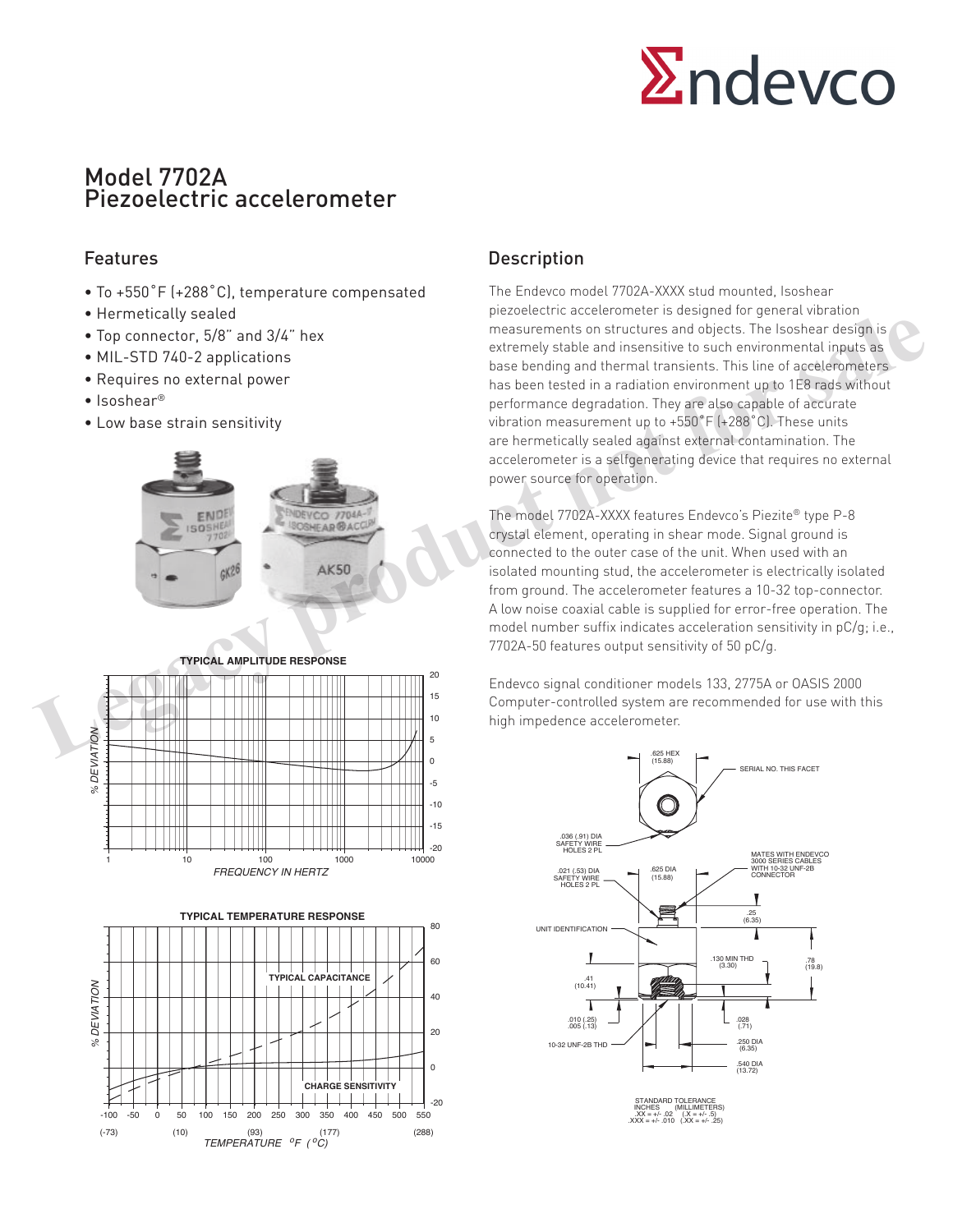# Model 7702A
# Piezoelectric accelerometer

## Features

- To +550˚F (+288˚C), temperature compensated
- Hermetically sealed
- Top connector, 5/8" and 3/4" hex
- MIL-STD 740-2 applications
- Requires no external power
- Isoshear®
- Low base strain sensitivity

## Description

The Endevco model 7702A-XXXX stud mounted, Isoshear piezoelectric accelerometer is designed for general vibration measurements on structures and objects. The Isoshear design is extremely stable and insensitive to such environmental inputs as base bending and thermal transients. This line of accelerometers has been tested in a radiation environment up to 1E8 rads without performance degradation. They are also capable of accurate vibration measurement up to +550˚F (+288˚C). These units are hermetically sealed against external contamination. The accelerometer is a selfgenerating device that requires no external power source for operation.

The model 7702A-XXXX features Endevco's Piezite® type P-8 crystal element, operating in shear mode. Signal ground is connected to the outer case of the unit. When used with an isolated mounting stud, the accelerometer is electrically isolated from ground. The accelerometer features a 10-32 top-connector. A low noise coaxial cable is supplied for error-free operation. The model number suffix indicates acceleration sensitivity in pC/g; i.e., 7702A-50 features output sensitivity of 50 pC/g.

Endevco signal conditioner models 133, 2775A or OASIS 2000 Computer-controlled system are recommended for use with this high impedence accelerometer.

**TYPICAL AMPLITUDE RESPONSE**

% DEVIATION vs. FREQUENCY IN HERTZ

**TYPICAL TEMPERATURE RESPONSE**

% DEVIATION (TYPICAL CAPACITANCE, CHARGE SENSITIVITY) vs. TEMPERATURE °F (°C)

.625 HEX (15.88) — SERIAL NO. THIS FACET
.036 (.91) DIA SAFETY WIRE HOLES 2 PL
.021 (.53) DIA SAFETY WIRE HOLES 2 PL
.625 DIA (15.88)
MATES WITH ENDEVCO 3000 SERIES CABLES WITH 10-32 UNF-2B CONNECTOR
UNIT IDENTIFICATION
.25 (6.35)
.130 MIN THD (3.30)
.78 (19.8)
.41 (10.41)
.010 (.25) .005 (.13)
.028 (.71)
10-32 UNF-2B THD
.250 DIA (6.35)
.540 DIA (13.72)

STANDARD TOLERANCE
INCHES (MILLIMETERS)
.XX = +/- .02 (.X = +/- .5)
.XXX = +/- .010 (.XX = +/- .25)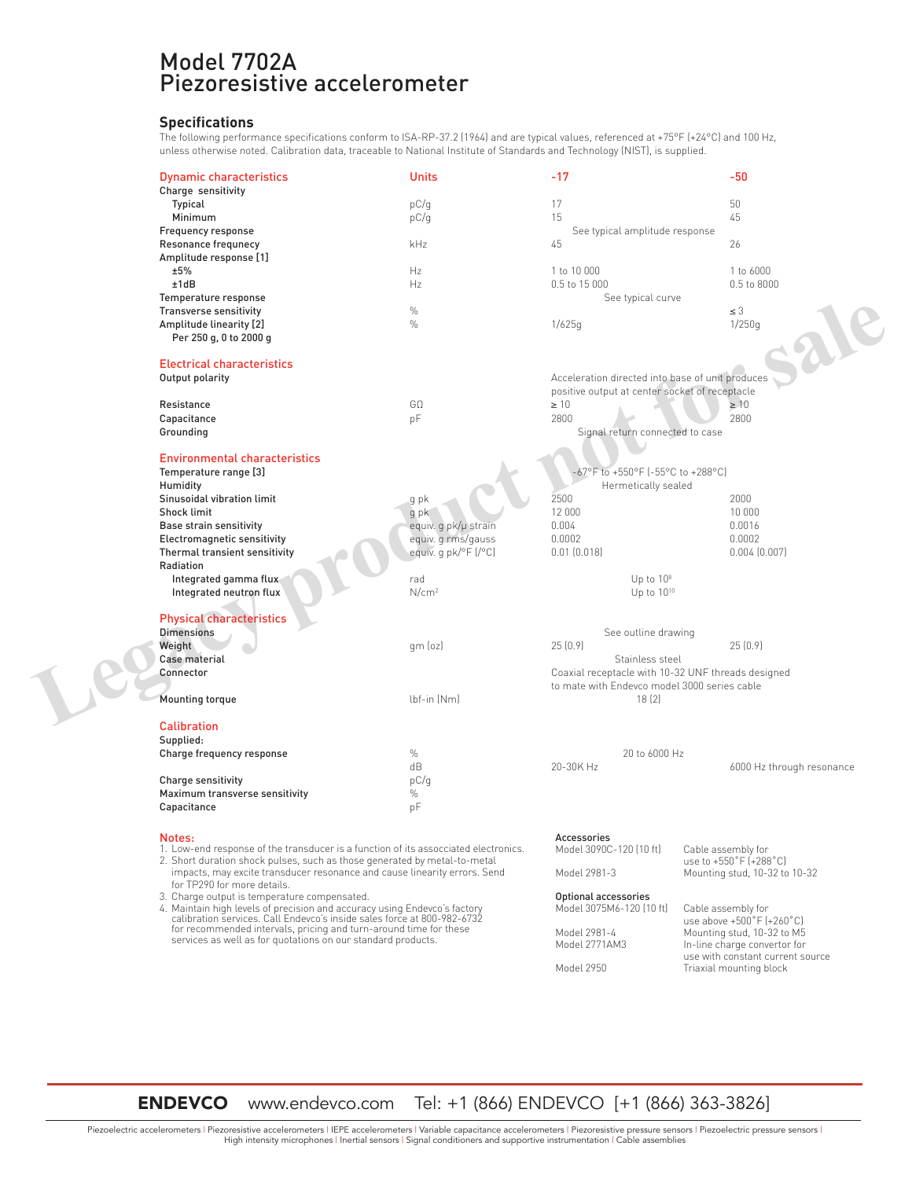# Model 7702A
# Piezoresistive accelerometer

## Specifications

The following performance specifications conform to ISA-RP-37.2 (1964) and are typical values, referenced at +75°F (+24°C) and 100 Hz, unless otherwise noted. Calibration data, traceable to National Institute of Standards and Technology (NIST), is supplied.

| Dynamic characteristics | Units | -17 | -50 |
|---|---|---|---|
| Charge sensitivity | | | |
| Typical | pC/g | 17 | 50 |
| Minimum | pC/g | 15 | 45 |
| Frequency response | | See typical amplitude response | |
| Resonance frequncey | kHz | 45 | 26 |
| Amplitude response [1] | | | |
| ±5% | Hz | 1 to 10 000 | 1 to 6000 |
| ±1dB | Hz | 0.5 to 15 000 | 0.5 to 8000 |
| Temperature response | | See typical curve | |
| Transverse sensitivity | % | | ≤ 3 |
| Amplitude linearity [2] | % | 1/625g | 1/250g |
| Per 250 g, 0 to 2000 g | | | |

| Electrical characteristics | Units | -17 | -50 |
|---|---|---|---|
| Output polarity | | Acceleration directed into base of unit produces positive output at center socket of receptacle | |
| Resistance | GΩ | ≥ 10 | ≥ 10 |
| Capacitance | pF | 2800 | 2800 |
| Grounding | | Signal return connected to case | |

| Environmental characteristics | Units | -17 | -50 |
|---|---|---|---|
| Temperature range [3] | | -67°F to +550°F (-55°C to +288°C) | |
| Humidity | | Hermetically sealed | |
| Sinusoidal vibration limit | g pk | 2500 | 2000 |
| Shock limit | g pk | 12 000 | 10 000 |
| Base strain sensitivity | equiv. g pk/µ strain | 0.004 | 0.0016 |
| Electromagnetic sensitivity | equiv. g rms/gauss | 0.0002 | 0.0002 |
| Thermal transient sensitivity | equiv. g pk/°F (/°C) | 0.01 (0.018) | 0.004 (0.007) |
| Radiation | | | |
| Integrated gamma flux | rad | Up to $10^8$ | |
| Integrated neutron flux | N/cm² | Up to $10^{10}$ | |

| Physical characteristics | Units | -17 | -50 |
|---|---|---|---|
| Dimensions | | See outline drawing | |
| Weight | gm (oz) | 25 (0.9) | 25 (0.9) |
| Case material | | Stainless steel | |
| Connector | | Coaxial receptacle with 10-32 UNF threads designed to mate with Endevco model 3000 series cable | |
| Mounting torque | lbf-in (Nm) | 18 (2) | |

| Calibration | Units | -17 | -50 |
|---|---|---|---|
| Supplied: | | | |
| Charge frequency response | % | 20 to 6000 Hz | |
| | dB | 20-30K Hz | 6000 Hz through resonance |
| Charge sensitivity | pC/g | | |
| Maximum transverse sensitivity | % | | |
| Capacitance | pF | | |

### Notes:

1. Low-end response of the transducer is a function of its assocciated electronics.
2. Short duration shock pulses, such as those generated by metal-to-metal impacts, may excite transducer resonance and cause linearity errors. Send for TP290 for more details.
3. Charge output is temperature compensated.
4. Maintain high levels of precision and accuracy using Endevco's factory calibration services. Call Endevco's inside sales force at 800-982-6732 for recommended intervals, pricing and turn-around time for these services as well as for quotations on our standard products.

### Accessories

| | |
|---|---|
| Model 3090C-120 (10 ft) | Cable assembly for use to +550°F (+288°C) |
| Model 2981-3 | Mounting stud, 10-32 to 10-32 |

### Optional accessories

| | |
|---|---|
| Model 3075M6-120 (10 ft) | Cable assembly for use above +500°F (+260°C) |
| Model 2981-4 | Mounting stud, 10-32 to M5 |
| Model 2771AM3 | In-line charge convertor for use with constant current source |
| Model 2950 | Triaxial mounting block |

Legacy product not for sale

**ENDEVCO** www.endevco.com Tel: +1 (866) ENDEVCO [+1 (866) 363-3826]

Piezoelectric accelerometers | Piezoresistive accelerometers | IEPE accelerometers | Variable capacitance accelerometers | Piezoresistive pressure sensors | Piezoelectric pressure sensors | High intensity microphones | Inertial sensors | Signal conditioners and supportive instrumentation | Cable assemblies